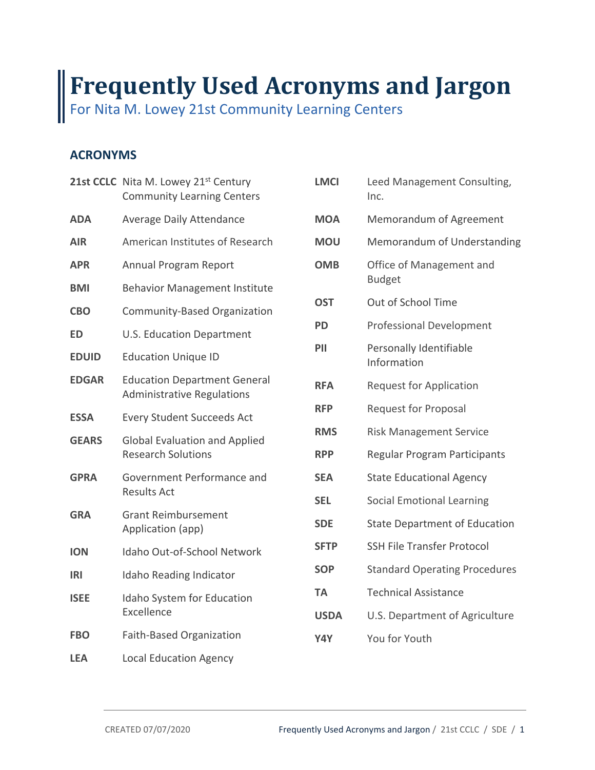# Frequently Used Acronyms and Jargon

For Nita M. Lowey 21st Community Learning Centers

## ACRONYMS

| Acronym | Meaning |
|---|---|
| **21st CCLC** | Nita M. Lowey 21st Century Community Learning Centers |
| **ADA** | Average Daily Attendance |
| **AIR** | American Institutes of Research |
| **APR** | Annual Program Report |
| **BMI** | Behavior Management Institute |
| **CBO** | Community-Based Organization |
| **ED** | U.S. Education Department |
| **EDUID** | Education Unique ID |
| **EDGAR** | Education Department General Administrative Regulations |
| **ESSA** | Every Student Succeeds Act |
| **GEARS** | Global Evaluation and Applied Research Solutions |
| **GPRA** | Government Performance and Results Act |
| **GRA** | Grant Reimbursement Application (app) |
| **ION** | Idaho Out-of-School Network |
| **IRI** | Idaho Reading Indicator |
| **ISEE** | Idaho System for Education Excellence |
| **FBO** | Faith-Based Organization |
| **LEA** | Local Education Agency |
| **LMCI** | Leed Management Consulting, Inc. |
| **MOA** | Memorandum of Agreement |
| **MOU** | Memorandum of Understanding |
| **OMB** | Office of Management and Budget |
| **OST** | Out of School Time |
| **PD** | Professional Development |
| **PII** | Personally Identifiable Information |
| **RFA** | Request for Application |
| **RFP** | Request for Proposal |
| **RMS** | Risk Management Service |
| **RPP** | Regular Program Participants |
| **SEA** | State Educational Agency |
| **SEL** | Social Emotional Learning |
| **SDE** | State Department of Education |
| **SFTP** | SSH File Transfer Protocol |
| **SOP** | Standard Operating Procedures |
| **TA** | Technical Assistance |
| **USDA** | U.S. Department of Agriculture |
| **Y4Y** | You for Youth |

CREATED 07/07/2020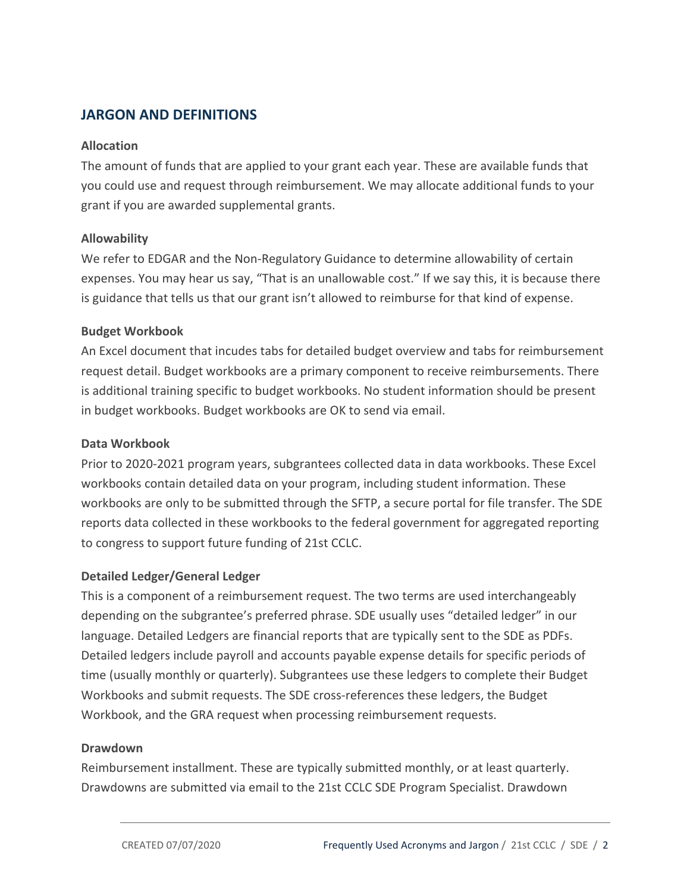## JARGON AND DEFINITIONS

### Allocation

The amount of funds that are applied to your grant each year. These are available funds that you could use and request through reimbursement. We may allocate additional funds to your grant if you are awarded supplemental grants.

### Allowability

We refer to EDGAR and the Non-Regulatory Guidance to determine allowability of certain expenses. You may hear us say, "That is an unallowable cost." If we say this, it is because there is guidance that tells us that our grant isn't allowed to reimburse for that kind of expense.

### Budget Workbook

An Excel document that incudes tabs for detailed budget overview and tabs for reimbursement request detail. Budget workbooks are a primary component to receive reimbursements. There is additional training specific to budget workbooks. No student information should be present in budget workbooks. Budget workbooks are OK to send via email.

### Data Workbook

Prior to 2020-2021 program years, subgrantees collected data in data workbooks. These Excel workbooks contain detailed data on your program, including student information. These workbooks are only to be submitted through the SFTP, a secure portal for file transfer. The SDE reports data collected in these workbooks to the federal government for aggregated reporting to congress to support future funding of 21st CCLC.

### Detailed Ledger/General Ledger

This is a component of a reimbursement request. The two terms are used interchangeably depending on the subgrantee's preferred phrase. SDE usually uses "detailed ledger" in our language. Detailed Ledgers are financial reports that are typically sent to the SDE as PDFs. Detailed ledgers include payroll and accounts payable expense details for specific periods of time (usually monthly or quarterly). Subgrantees use these ledgers to complete their Budget Workbooks and submit requests. The SDE cross-references these ledgers, the Budget Workbook, and the GRA request when processing reimbursement requests.

### Drawdown

Reimbursement installment. These are typically submitted monthly, or at least quarterly. Drawdowns are submitted via email to the 21st CCLC SDE Program Specialist. Drawdown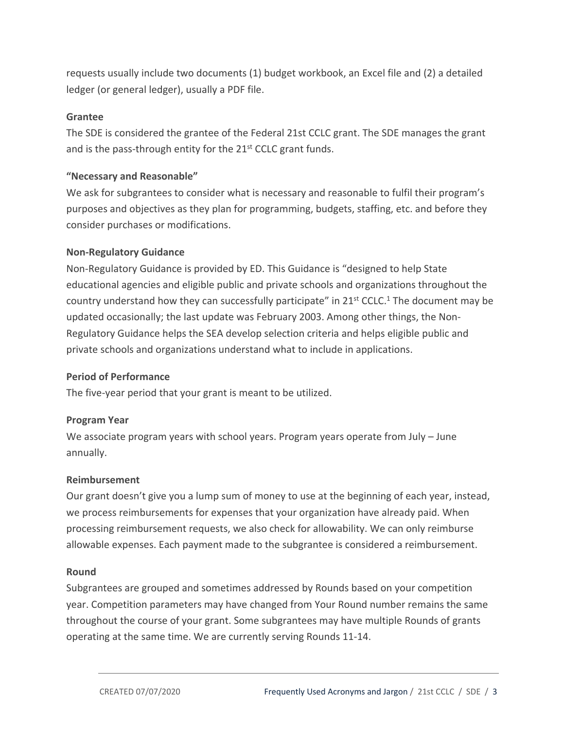requests usually include two documents (1) budget workbook, an Excel file and (2) a detailed ledger (or general ledger), usually a PDF file.

**Grantee**

The SDE is considered the grantee of the Federal 21st CCLC grant. The SDE manages the grant and is the pass-through entity for the 21st CCLC grant funds.

**"Necessary and Reasonable"**

We ask for subgrantees to consider what is necessary and reasonable to fulfil their program's purposes and objectives as they plan for programming, budgets, staffing, etc. and before they consider purchases or modifications.

**Non-Regulatory Guidance**

Non-Regulatory Guidance is provided by ED. This Guidance is "designed to help State educational agencies and eligible public and private schools and organizations throughout the country understand how they can successfully participate" in 21st CCLC.[1] The document may be updated occasionally; the last update was February 2003. Among other things, the Non-Regulatory Guidance helps the SEA develop selection criteria and helps eligible public and private schools and organizations understand what to include in applications.

**Period of Performance**

The five-year period that your grant is meant to be utilized.

**Program Year**

We associate program years with school years. Program years operate from July – June annually.

**Reimbursement**

Our grant doesn't give you a lump sum of money to use at the beginning of each year, instead, we process reimbursements for expenses that your organization have already paid. When processing reimbursement requests, we also check for allowability. We can only reimburse allowable expenses. Each payment made to the subgrantee is considered a reimbursement.

**Round**

Subgrantees are grouped and sometimes addressed by Rounds based on your competition year. Competition parameters may have changed from Your Round number remains the same throughout the course of your grant. Some subgrantees may have multiple Rounds of grants operating at the same time. We are currently serving Rounds 11-14.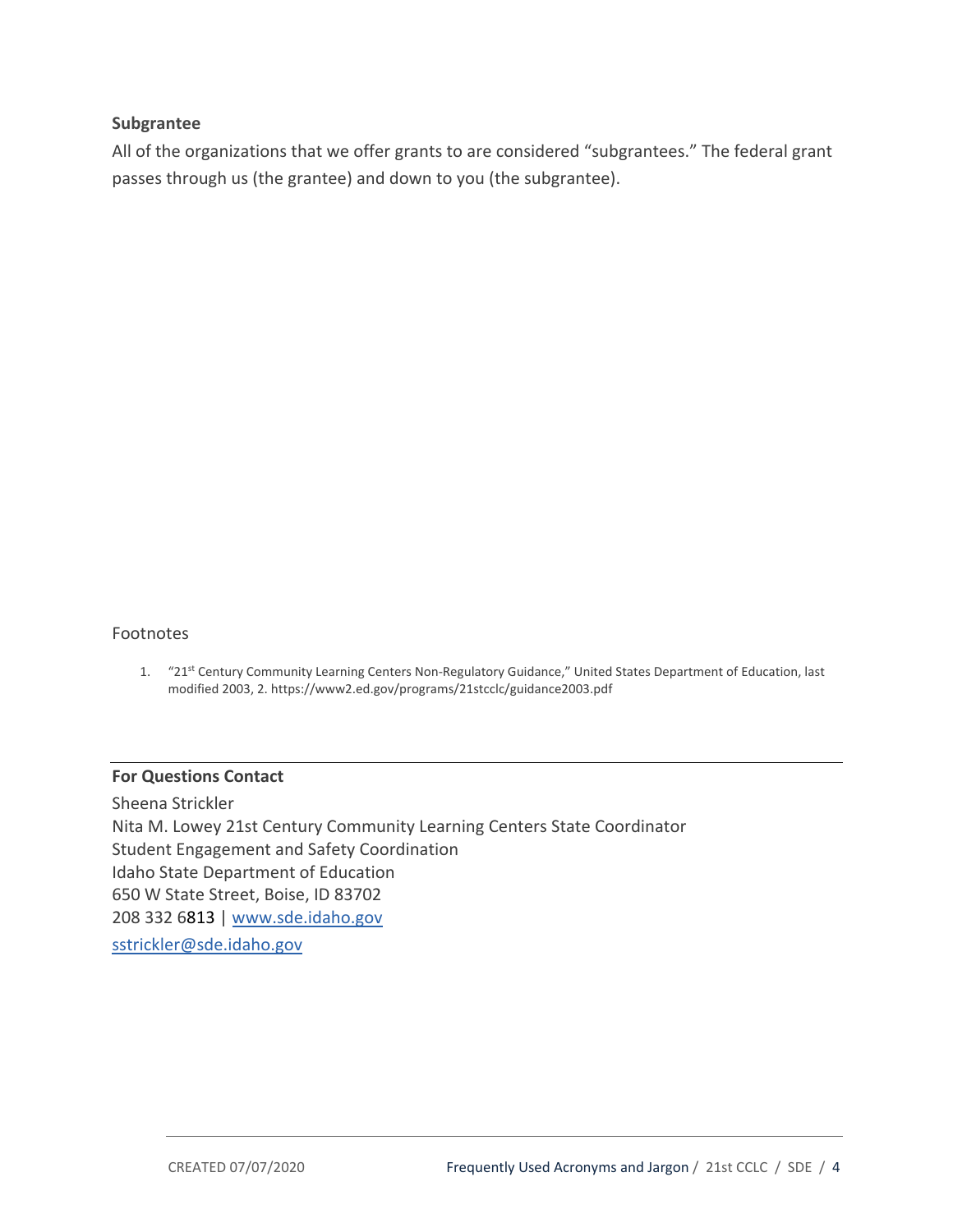### Subgrantee

All of the organizations that we offer grants to are considered "subgrantees." The federal grant passes through us (the grantee) and down to you (the subgrantee).

Footnotes

1. "21st Century Community Learning Centers Non-Regulatory Guidance," United States Department of Education, last modified 2003, 2. https://www2.ed.gov/programs/21stcclc/guidance2003.pdf

---

**For Questions Contact**

Sheena Strickler
Nita M. Lowey 21st Century Community Learning Centers State Coordinator
Student Engagement and Safety Coordination
Idaho State Department of Education
650 W State Street, Boise, ID 83702
208 332 6813 | www.sde.idaho.gov
sstrickler@sde.idaho.gov